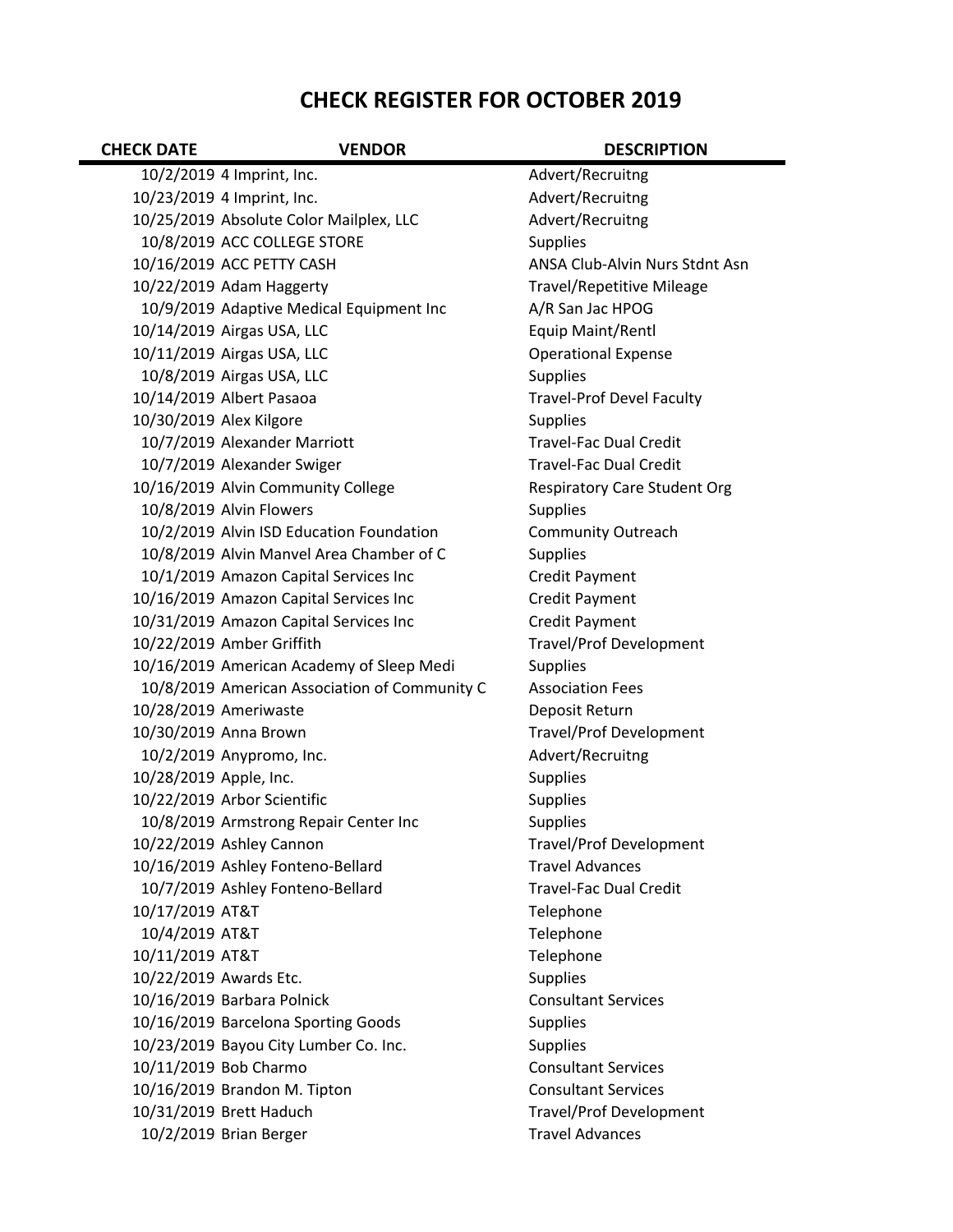# CHECK REGISTER FOR OCTOBER 2019

| CHECK DATE | VENDOR | DESCRIPTION |
|---|---|---|
| 10/2/2019 | 4 Imprint, Inc. | Advert/Recruitng |
| 10/23/2019 | 4 Imprint, Inc. | Advert/Recruitng |
| 10/25/2019 | Absolute Color Mailplex, LLC | Advert/Recruitng |
| 10/8/2019 | ACC COLLEGE STORE | Supplies |
| 10/16/2019 | ACC PETTY CASH | ANSA Club-Alvin Nurs Stdnt Asn |
| 10/22/2019 | Adam Haggerty | Travel/Repetitive Mileage |
| 10/9/2019 | Adaptive Medical Equipment Inc | A/R San Jac HPOG |
| 10/14/2019 | Airgas USA, LLC | Equip Maint/Rentl |
| 10/11/2019 | Airgas USA, LLC | Operational Expense |
| 10/8/2019 | Airgas USA, LLC | Supplies |
| 10/14/2019 | Albert Pasaoa | Travel-Prof Devel Faculty |
| 10/30/2019 | Alex Kilgore | Supplies |
| 10/7/2019 | Alexander Marriott | Travel-Fac Dual Credit |
| 10/7/2019 | Alexander Swiger | Travel-Fac Dual Credit |
| 10/16/2019 | Alvin Community College | Respiratory Care Student Org |
| 10/8/2019 | Alvin Flowers | Supplies |
| 10/2/2019 | Alvin ISD Education Foundation | Community Outreach |
| 10/8/2019 | Alvin Manvel Area Chamber of C | Supplies |
| 10/1/2019 | Amazon Capital Services Inc | Credit Payment |
| 10/16/2019 | Amazon Capital Services Inc | Credit Payment |
| 10/31/2019 | Amazon Capital Services Inc | Credit Payment |
| 10/22/2019 | Amber Griffith | Travel/Prof Development |
| 10/16/2019 | American Academy of Sleep Medi | Supplies |
| 10/8/2019 | American Association of Community C | Association Fees |
| 10/28/2019 | Ameriwaste | Deposit Return |
| 10/30/2019 | Anna Brown | Travel/Prof Development |
| 10/2/2019 | Anypromo, Inc. | Advert/Recruitng |
| 10/28/2019 | Apple, Inc. | Supplies |
| 10/22/2019 | Arbor Scientific | Supplies |
| 10/8/2019 | Armstrong Repair Center Inc | Supplies |
| 10/22/2019 | Ashley Cannon | Travel/Prof Development |
| 10/16/2019 | Ashley Fonteno-Bellard | Travel Advances |
| 10/7/2019 | Ashley Fonteno-Bellard | Travel-Fac Dual Credit |
| 10/17/2019 | AT&T | Telephone |
| 10/4/2019 | AT&T | Telephone |
| 10/11/2019 | AT&T | Telephone |
| 10/22/2019 | Awards Etc. | Supplies |
| 10/16/2019 | Barbara Polnick | Consultant Services |
| 10/16/2019 | Barcelona Sporting Goods | Supplies |
| 10/23/2019 | Bayou City Lumber Co. Inc. | Supplies |
| 10/11/2019 | Bob Charmo | Consultant Services |
| 10/16/2019 | Brandon M. Tipton | Consultant Services |
| 10/31/2019 | Brett Haduch | Travel/Prof Development |
| 10/2/2019 | Brian Berger | Travel Advances |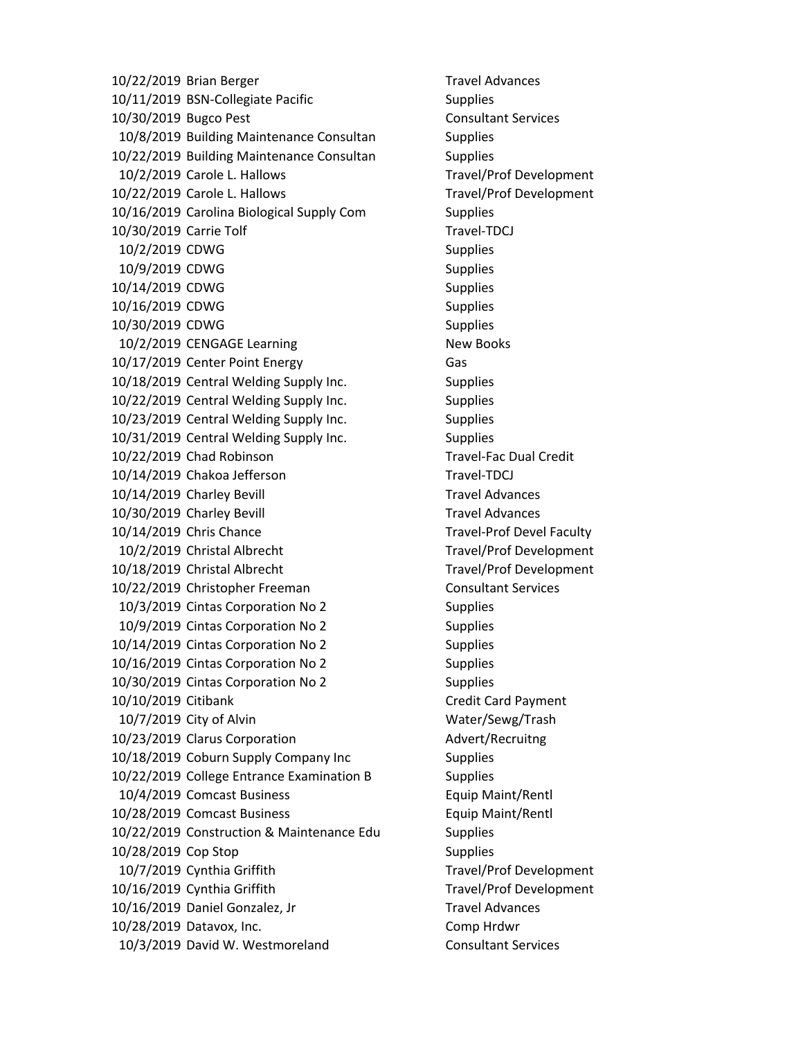| | | |
|---|---|---|
| 10/22/2019 | Brian Berger | Travel Advances |
| 10/11/2019 | BSN-Collegiate Pacific | Supplies |
| 10/30/2019 | Bugco Pest | Consultant Services |
| 10/8/2019 | Building Maintenance Consultan | Supplies |
| 10/22/2019 | Building Maintenance Consultan | Supplies |
| 10/2/2019 | Carole L. Hallows | Travel/Prof Development |
| 10/22/2019 | Carole L. Hallows | Travel/Prof Development |
| 10/16/2019 | Carolina Biological Supply Com | Supplies |
| 10/30/2019 | Carrie Tolf | Travel-TDCJ |
| 10/2/2019 | CDWG | Supplies |
| 10/9/2019 | CDWG | Supplies |
| 10/14/2019 | CDWG | Supplies |
| 10/16/2019 | CDWG | Supplies |
| 10/30/2019 | CDWG | Supplies |
| 10/2/2019 | CENGAGE Learning | New Books |
| 10/17/2019 | Center Point Energy | Gas |
| 10/18/2019 | Central Welding Supply Inc. | Supplies |
| 10/22/2019 | Central Welding Supply Inc. | Supplies |
| 10/23/2019 | Central Welding Supply Inc. | Supplies |
| 10/31/2019 | Central Welding Supply Inc. | Supplies |
| 10/22/2019 | Chad Robinson | Travel-Fac Dual Credit |
| 10/14/2019 | Chakoa Jefferson | Travel-TDCJ |
| 10/14/2019 | Charley Bevill | Travel Advances |
| 10/30/2019 | Charley Bevill | Travel Advances |
| 10/14/2019 | Chris Chance | Travel-Prof Devel Faculty |
| 10/2/2019 | Christal Albrecht | Travel/Prof Development |
| 10/18/2019 | Christal Albrecht | Travel/Prof Development |
| 10/22/2019 | Christopher Freeman | Consultant Services |
| 10/3/2019 | Cintas Corporation No 2 | Supplies |
| 10/9/2019 | Cintas Corporation No 2 | Supplies |
| 10/14/2019 | Cintas Corporation No 2 | Supplies |
| 10/16/2019 | Cintas Corporation No 2 | Supplies |
| 10/30/2019 | Cintas Corporation No 2 | Supplies |
| 10/10/2019 | Citibank | Credit Card Payment |
| 10/7/2019 | City of Alvin | Water/Sewg/Trash |
| 10/23/2019 | Clarus Corporation | Advert/Recruitng |
| 10/18/2019 | Coburn Supply Company Inc | Supplies |
| 10/22/2019 | College Entrance Examination B | Supplies |
| 10/4/2019 | Comcast Business | Equip Maint/Rentl |
| 10/28/2019 | Comcast Business | Equip Maint/Rentl |
| 10/22/2019 | Construction & Maintenance Edu | Supplies |
| 10/28/2019 | Cop Stop | Supplies |
| 10/7/2019 | Cynthia Griffith | Travel/Prof Development |
| 10/16/2019 | Cynthia Griffith | Travel/Prof Development |
| 10/16/2019 | Daniel Gonzalez, Jr | Travel Advances |
| 10/28/2019 | Datavox, Inc. | Comp Hrdwr |
| 10/3/2019 | David W. Westmoreland | Consultant Services |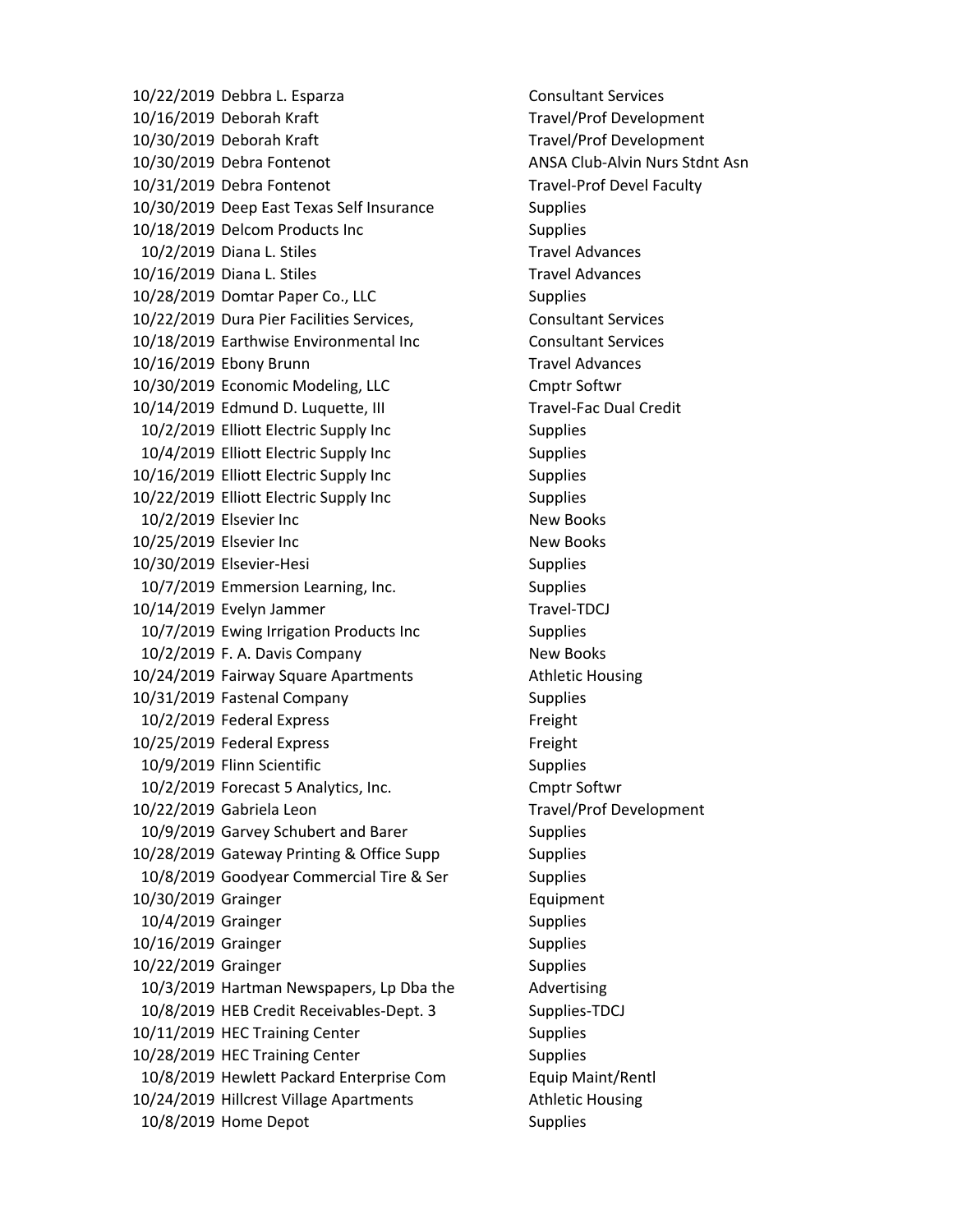| | | |
|---|---|---|
| 10/22/2019 | Debbra L. Esparza | Consultant Services |
| 10/16/2019 | Deborah Kraft | Travel/Prof Development |
| 10/30/2019 | Deborah Kraft | Travel/Prof Development |
| 10/30/2019 | Debra Fontenot | ANSA Club-Alvin Nurs Stdnt Asn |
| 10/31/2019 | Debra Fontenot | Travel-Prof Devel Faculty |
| 10/30/2019 | Deep East Texas Self Insurance | Supplies |
| 10/18/2019 | Delcom Products Inc | Supplies |
| 10/2/2019 | Diana L. Stiles | Travel Advances |
| 10/16/2019 | Diana L. Stiles | Travel Advances |
| 10/28/2019 | Domtar Paper Co., LLC | Supplies |
| 10/22/2019 | Dura Pier Facilities Services, | Consultant Services |
| 10/18/2019 | Earthwise Environmental Inc | Consultant Services |
| 10/16/2019 | Ebony Brunn | Travel Advances |
| 10/30/2019 | Economic Modeling, LLC | Cmptr Softwr |
| 10/14/2019 | Edmund D. Luquette, III | Travel-Fac Dual Credit |
| 10/2/2019 | Elliott Electric Supply Inc | Supplies |
| 10/4/2019 | Elliott Electric Supply Inc | Supplies |
| 10/16/2019 | Elliott Electric Supply Inc | Supplies |
| 10/22/2019 | Elliott Electric Supply Inc | Supplies |
| 10/2/2019 | Elsevier Inc | New Books |
| 10/25/2019 | Elsevier Inc | New Books |
| 10/30/2019 | Elsevier-Hesi | Supplies |
| 10/7/2019 | Emmersion Learning, Inc. | Supplies |
| 10/14/2019 | Evelyn Jammer | Travel-TDCJ |
| 10/7/2019 | Ewing Irrigation Products Inc | Supplies |
| 10/2/2019 | F. A. Davis Company | New Books |
| 10/24/2019 | Fairway Square Apartments | Athletic Housing |
| 10/31/2019 | Fastenal Company | Supplies |
| 10/2/2019 | Federal Express | Freight |
| 10/25/2019 | Federal Express | Freight |
| 10/9/2019 | Flinn Scientific | Supplies |
| 10/2/2019 | Forecast 5 Analytics, Inc. | Cmptr Softwr |
| 10/22/2019 | Gabriela Leon | Travel/Prof Development |
| 10/9/2019 | Garvey Schubert and Barer | Supplies |
| 10/28/2019 | Gateway Printing & Office Supp | Supplies |
| 10/8/2019 | Goodyear Commercial Tire & Ser | Supplies |
| 10/30/2019 | Grainger | Equipment |
| 10/4/2019 | Grainger | Supplies |
| 10/16/2019 | Grainger | Supplies |
| 10/22/2019 | Grainger | Supplies |
| 10/3/2019 | Hartman Newspapers, Lp Dba the | Advertising |
| 10/8/2019 | HEB Credit Receivables-Dept. 3 | Supplies-TDCJ |
| 10/11/2019 | HEC Training Center | Supplies |
| 10/28/2019 | HEC Training Center | Supplies |
| 10/8/2019 | Hewlett Packard Enterprise Com | Equip Maint/Rentl |
| 10/24/2019 | Hillcrest Village Apartments | Athletic Housing |
| 10/8/2019 | Home Depot | Supplies |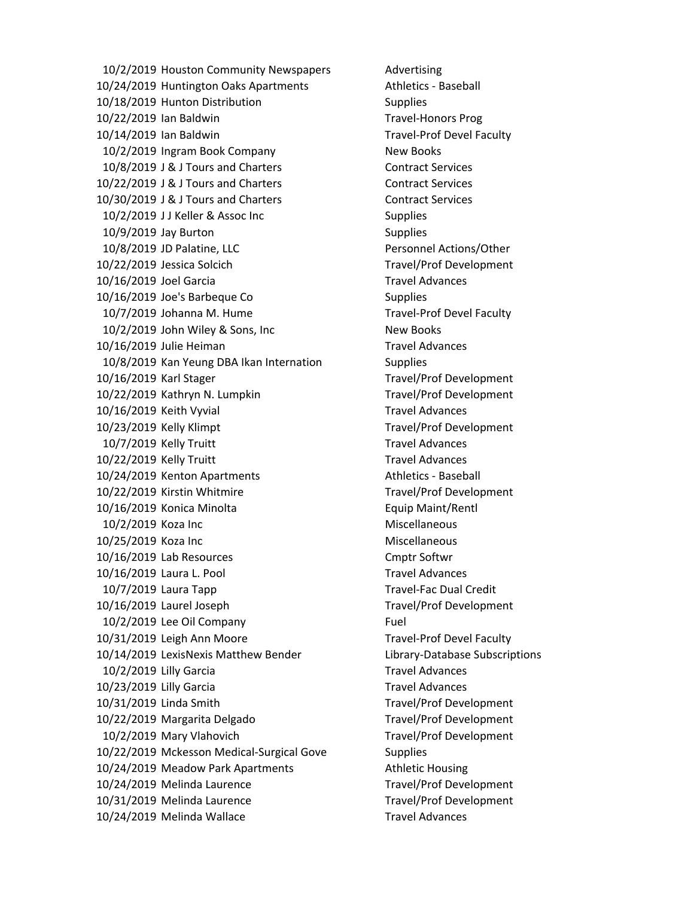| | | |
|---|---|---|
| 10/2/2019 | Houston Community Newspapers | Advertising |
| 10/24/2019 | Huntington Oaks Apartments | Athletics - Baseball |
| 10/18/2019 | Hunton Distribution | Supplies |
| 10/22/2019 | Ian Baldwin | Travel-Honors Prog |
| 10/14/2019 | Ian Baldwin | Travel-Prof Devel Faculty |
| 10/2/2019 | Ingram Book Company | New Books |
| 10/8/2019 | J & J Tours and Charters | Contract Services |
| 10/22/2019 | J & J Tours and Charters | Contract Services |
| 10/30/2019 | J & J Tours and Charters | Contract Services |
| 10/2/2019 | J J Keller & Assoc Inc | Supplies |
| 10/9/2019 | Jay Burton | Supplies |
| 10/8/2019 | JD Palatine, LLC | Personnel Actions/Other |
| 10/22/2019 | Jessica Solcich | Travel/Prof Development |
| 10/16/2019 | Joel Garcia | Travel Advances |
| 10/16/2019 | Joe's Barbeque Co | Supplies |
| 10/7/2019 | Johanna M. Hume | Travel-Prof Devel Faculty |
| 10/2/2019 | John Wiley & Sons, Inc | New Books |
| 10/16/2019 | Julie Heiman | Travel Advances |
| 10/8/2019 | Kan Yeung DBA Ikan Internation | Supplies |
| 10/16/2019 | Karl Stager | Travel/Prof Development |
| 10/22/2019 | Kathryn N. Lumpkin | Travel/Prof Development |
| 10/16/2019 | Keith Vyvial | Travel Advances |
| 10/23/2019 | Kelly Klimpt | Travel/Prof Development |
| 10/7/2019 | Kelly Truitt | Travel Advances |
| 10/22/2019 | Kelly Truitt | Travel Advances |
| 10/24/2019 | Kenton Apartments | Athletics - Baseball |
| 10/22/2019 | Kirstin Whitmire | Travel/Prof Development |
| 10/16/2019 | Konica Minolta | Equip Maint/Rentl |
| 10/2/2019 | Koza Inc | Miscellaneous |
| 10/25/2019 | Koza Inc | Miscellaneous |
| 10/16/2019 | Lab Resources | Cmptr Softwr |
| 10/16/2019 | Laura L. Pool | Travel Advances |
| 10/7/2019 | Laura Tapp | Travel-Fac Dual Credit |
| 10/16/2019 | Laurel Joseph | Travel/Prof Development |
| 10/2/2019 | Lee Oil Company | Fuel |
| 10/31/2019 | Leigh Ann Moore | Travel-Prof Devel Faculty |
| 10/14/2019 | LexisNexis Matthew Bender | Library-Database Subscriptions |
| 10/2/2019 | Lilly Garcia | Travel Advances |
| 10/23/2019 | Lilly Garcia | Travel Advances |
| 10/31/2019 | Linda Smith | Travel/Prof Development |
| 10/22/2019 | Margarita Delgado | Travel/Prof Development |
| 10/2/2019 | Mary Vlahovich | Travel/Prof Development |
| 10/22/2019 | Mckesson Medical-Surgical Gove | Supplies |
| 10/24/2019 | Meadow Park Apartments | Athletic Housing |
| 10/24/2019 | Melinda Laurence | Travel/Prof Development |
| 10/31/2019 | Melinda Laurence | Travel/Prof Development |
| 10/24/2019 | Melinda Wallace | Travel Advances |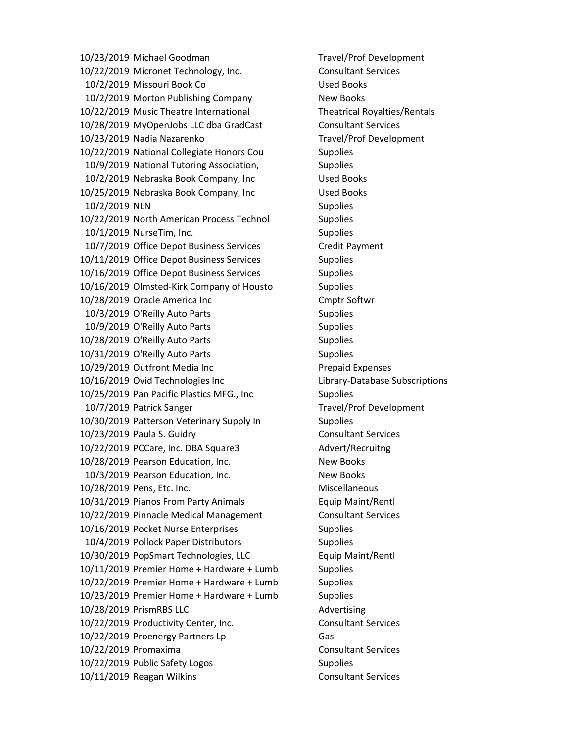| | | |
|---|---|---|
| 10/23/2019 | Michael Goodman | Travel/Prof Development |
| 10/22/2019 | Micronet Technology, Inc. | Consultant Services |
| 10/2/2019 | Missouri Book Co | Used Books |
| 10/2/2019 | Morton Publishing Company | New Books |
| 10/22/2019 | Music Theatre International | Theatrical Royalties/Rentals |
| 10/28/2019 | MyOpenJobs LLC dba GradCast | Consultant Services |
| 10/23/2019 | Nadia Nazarenko | Travel/Prof Development |
| 10/22/2019 | National Collegiate Honors Cou | Supplies |
| 10/9/2019 | National Tutoring Association, | Supplies |
| 10/2/2019 | Nebraska Book Company, Inc | Used Books |
| 10/25/2019 | Nebraska Book Company, Inc | Used Books |
| 10/2/2019 | NLN | Supplies |
| 10/22/2019 | North American Process Technol | Supplies |
| 10/1/2019 | NurseTim, Inc. | Supplies |
| 10/7/2019 | Office Depot Business Services | Credit Payment |
| 10/11/2019 | Office Depot Business Services | Supplies |
| 10/16/2019 | Office Depot Business Services | Supplies |
| 10/16/2019 | Olmsted-Kirk Company of Housto | Supplies |
| 10/28/2019 | Oracle America Inc | Cmptr Softwr |
| 10/3/2019 | O'Reilly Auto Parts | Supplies |
| 10/9/2019 | O'Reilly Auto Parts | Supplies |
| 10/28/2019 | O'Reilly Auto Parts | Supplies |
| 10/31/2019 | O'Reilly Auto Parts | Supplies |
| 10/29/2019 | Outfront Media Inc | Prepaid Expenses |
| 10/16/2019 | Ovid Technologies Inc | Library-Database Subscriptions |
| 10/25/2019 | Pan Pacific Plastics MFG., Inc | Supplies |
| 10/7/2019 | Patrick Sanger | Travel/Prof Development |
| 10/30/2019 | Patterson Veterinary Supply In | Supplies |
| 10/23/2019 | Paula S. Guidry | Consultant Services |
| 10/22/2019 | PCCare, Inc. DBA Square3 | Advert/Recruitng |
| 10/28/2019 | Pearson Education, Inc. | New Books |
| 10/3/2019 | Pearson Education, Inc. | New Books |
| 10/28/2019 | Pens, Etc. Inc. | Miscellaneous |
| 10/31/2019 | Pianos From Party Animals | Equip Maint/Rentl |
| 10/22/2019 | Pinnacle Medical Management | Consultant Services |
| 10/16/2019 | Pocket Nurse Enterprises | Supplies |
| 10/4/2019 | Pollock Paper Distributors | Supplies |
| 10/30/2019 | PopSmart Technologies, LLC | Equip Maint/Rentl |
| 10/11/2019 | Premier Home + Hardware + Lumb | Supplies |
| 10/22/2019 | Premier Home + Hardware + Lumb | Supplies |
| 10/23/2019 | Premier Home + Hardware + Lumb | Supplies |
| 10/28/2019 | PrismRBS LLC | Advertising |
| 10/22/2019 | Productivity Center, Inc. | Consultant Services |
| 10/22/2019 | Proenergy Partners Lp | Gas |
| 10/22/2019 | Promaxima | Consultant Services |
| 10/22/2019 | Public Safety Logos | Supplies |
| 10/11/2019 | Reagan Wilkins | Consultant Services |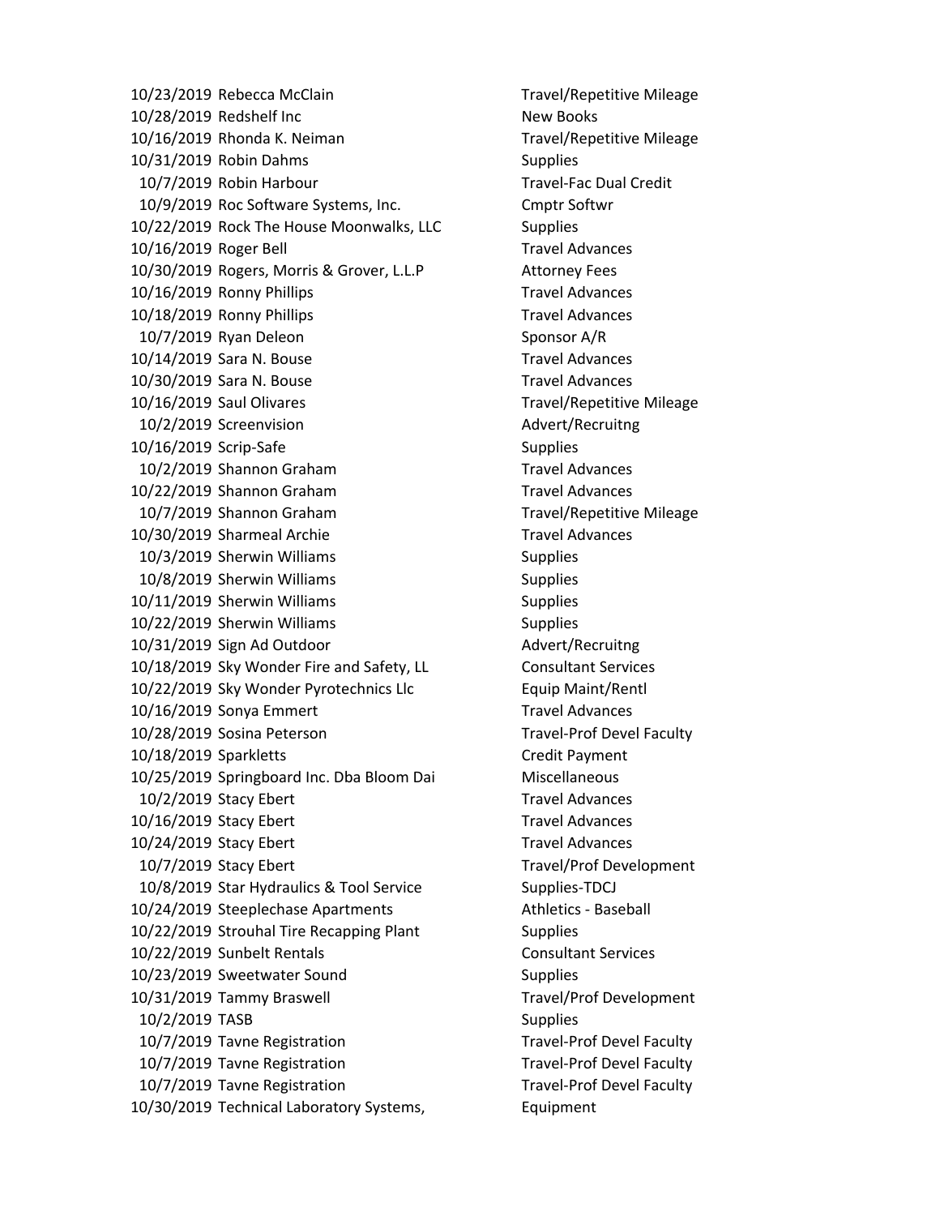| | | |
|---|---|---|
| 10/23/2019 | Rebecca McClain | Travel/Repetitive Mileage |
| 10/28/2019 | Redshelf Inc | New Books |
| 10/16/2019 | Rhonda K. Neiman | Travel/Repetitive Mileage |
| 10/31/2019 | Robin Dahms | Supplies |
| 10/7/2019 | Robin Harbour | Travel-Fac Dual Credit |
| 10/9/2019 | Roc Software Systems, Inc. | Cmptr Softwr |
| 10/22/2019 | Rock The House Moonwalks, LLC | Supplies |
| 10/16/2019 | Roger Bell | Travel Advances |
| 10/30/2019 | Rogers, Morris & Grover, L.L.P | Attorney Fees |
| 10/16/2019 | Ronny Phillips | Travel Advances |
| 10/18/2019 | Ronny Phillips | Travel Advances |
| 10/7/2019 | Ryan Deleon | Sponsor A/R |
| 10/14/2019 | Sara N. Bouse | Travel Advances |
| 10/30/2019 | Sara N. Bouse | Travel Advances |
| 10/16/2019 | Saul Olivares | Travel/Repetitive Mileage |
| 10/2/2019 | Screenvision | Advert/Recruitng |
| 10/16/2019 | Scrip-Safe | Supplies |
| 10/2/2019 | Shannon Graham | Travel Advances |
| 10/22/2019 | Shannon Graham | Travel Advances |
| 10/7/2019 | Shannon Graham | Travel/Repetitive Mileage |
| 10/30/2019 | Sharmeal Archie | Travel Advances |
| 10/3/2019 | Sherwin Williams | Supplies |
| 10/8/2019 | Sherwin Williams | Supplies |
| 10/11/2019 | Sherwin Williams | Supplies |
| 10/22/2019 | Sherwin Williams | Supplies |
| 10/31/2019 | Sign Ad Outdoor | Advert/Recruitng |
| 10/18/2019 | Sky Wonder Fire and Safety, LL | Consultant Services |
| 10/22/2019 | Sky Wonder Pyrotechnics Llc | Equip Maint/Rentl |
| 10/16/2019 | Sonya Emmert | Travel Advances |
| 10/28/2019 | Sosina Peterson | Travel-Prof Devel Faculty |
| 10/18/2019 | Sparkletts | Credit Payment |
| 10/25/2019 | Springboard Inc. Dba Bloom Dai | Miscellaneous |
| 10/2/2019 | Stacy Ebert | Travel Advances |
| 10/16/2019 | Stacy Ebert | Travel Advances |
| 10/24/2019 | Stacy Ebert | Travel Advances |
| 10/7/2019 | Stacy Ebert | Travel/Prof Development |
| 10/8/2019 | Star Hydraulics & Tool Service | Supplies-TDCJ |
| 10/24/2019 | Steeplechase Apartments | Athletics - Baseball |
| 10/22/2019 | Strouhal Tire Recapping Plant | Supplies |
| 10/22/2019 | Sunbelt Rentals | Consultant Services |
| 10/23/2019 | Sweetwater Sound | Supplies |
| 10/31/2019 | Tammy Braswell | Travel/Prof Development |
| 10/2/2019 | TASB | Supplies |
| 10/7/2019 | Tavne Registration | Travel-Prof Devel Faculty |
| 10/7/2019 | Tavne Registration | Travel-Prof Devel Faculty |
| 10/7/2019 | Tavne Registration | Travel-Prof Devel Faculty |
| 10/30/2019 | Technical Laboratory Systems, | Equipment |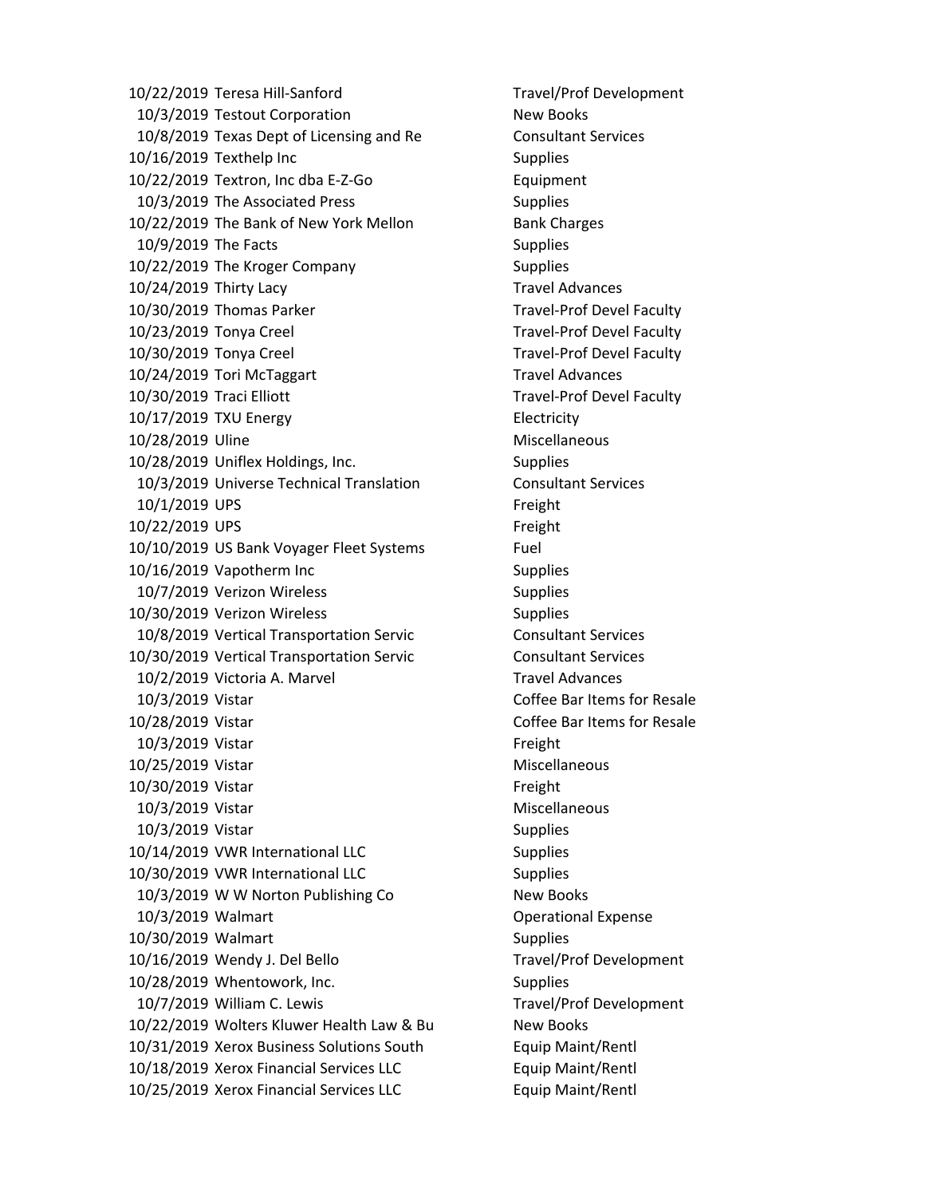| | | |
|---|---|---|
| 10/22/2019 | Teresa Hill-Sanford | Travel/Prof Development |
| 10/3/2019 | Testout Corporation | New Books |
| 10/8/2019 | Texas Dept of Licensing and Re | Consultant Services |
| 10/16/2019 | Texthelp Inc | Supplies |
| 10/22/2019 | Textron, Inc dba E-Z-Go | Equipment |
| 10/3/2019 | The Associated Press | Supplies |
| 10/22/2019 | The Bank of New York Mellon | Bank Charges |
| 10/9/2019 | The Facts | Supplies |
| 10/22/2019 | The Kroger Company | Supplies |
| 10/24/2019 | Thirty Lacy | Travel Advances |
| 10/30/2019 | Thomas Parker | Travel-Prof Devel Faculty |
| 10/23/2019 | Tonya Creel | Travel-Prof Devel Faculty |
| 10/30/2019 | Tonya Creel | Travel-Prof Devel Faculty |
| 10/24/2019 | Tori McTaggart | Travel Advances |
| 10/30/2019 | Traci Elliott | Travel-Prof Devel Faculty |
| 10/17/2019 | TXU Energy | Electricity |
| 10/28/2019 | Uline | Miscellaneous |
| 10/28/2019 | Uniflex Holdings, Inc. | Supplies |
| 10/3/2019 | Universe Technical Translation | Consultant Services |
| 10/1/2019 | UPS | Freight |
| 10/22/2019 | UPS | Freight |
| 10/10/2019 | US Bank Voyager Fleet Systems | Fuel |
| 10/16/2019 | Vapotherm Inc | Supplies |
| 10/7/2019 | Verizon Wireless | Supplies |
| 10/30/2019 | Verizon Wireless | Supplies |
| 10/8/2019 | Vertical Transportation Servic | Consultant Services |
| 10/30/2019 | Vertical Transportation Servic | Consultant Services |
| 10/2/2019 | Victoria A. Marvel | Travel Advances |
| 10/3/2019 | Vistar | Coffee Bar Items for Resale |
| 10/28/2019 | Vistar | Coffee Bar Items for Resale |
| 10/3/2019 | Vistar | Freight |
| 10/25/2019 | Vistar | Miscellaneous |
| 10/30/2019 | Vistar | Freight |
| 10/3/2019 | Vistar | Miscellaneous |
| 10/3/2019 | Vistar | Supplies |
| 10/14/2019 | VWR International LLC | Supplies |
| 10/30/2019 | VWR International LLC | Supplies |
| 10/3/2019 | W W Norton Publishing Co | New Books |
| 10/3/2019 | Walmart | Operational Expense |
| 10/30/2019 | Walmart | Supplies |
| 10/16/2019 | Wendy J. Del Bello | Travel/Prof Development |
| 10/28/2019 | Whentowork, Inc. | Supplies |
| 10/7/2019 | William C. Lewis | Travel/Prof Development |
| 10/22/2019 | Wolters Kluwer Health Law & Bu | New Books |
| 10/31/2019 | Xerox Business Solutions South | Equip Maint/Rentl |
| 10/18/2019 | Xerox Financial Services LLC | Equip Maint/Rentl |
| 10/25/2019 | Xerox Financial Services LLC | Equip Maint/Rentl |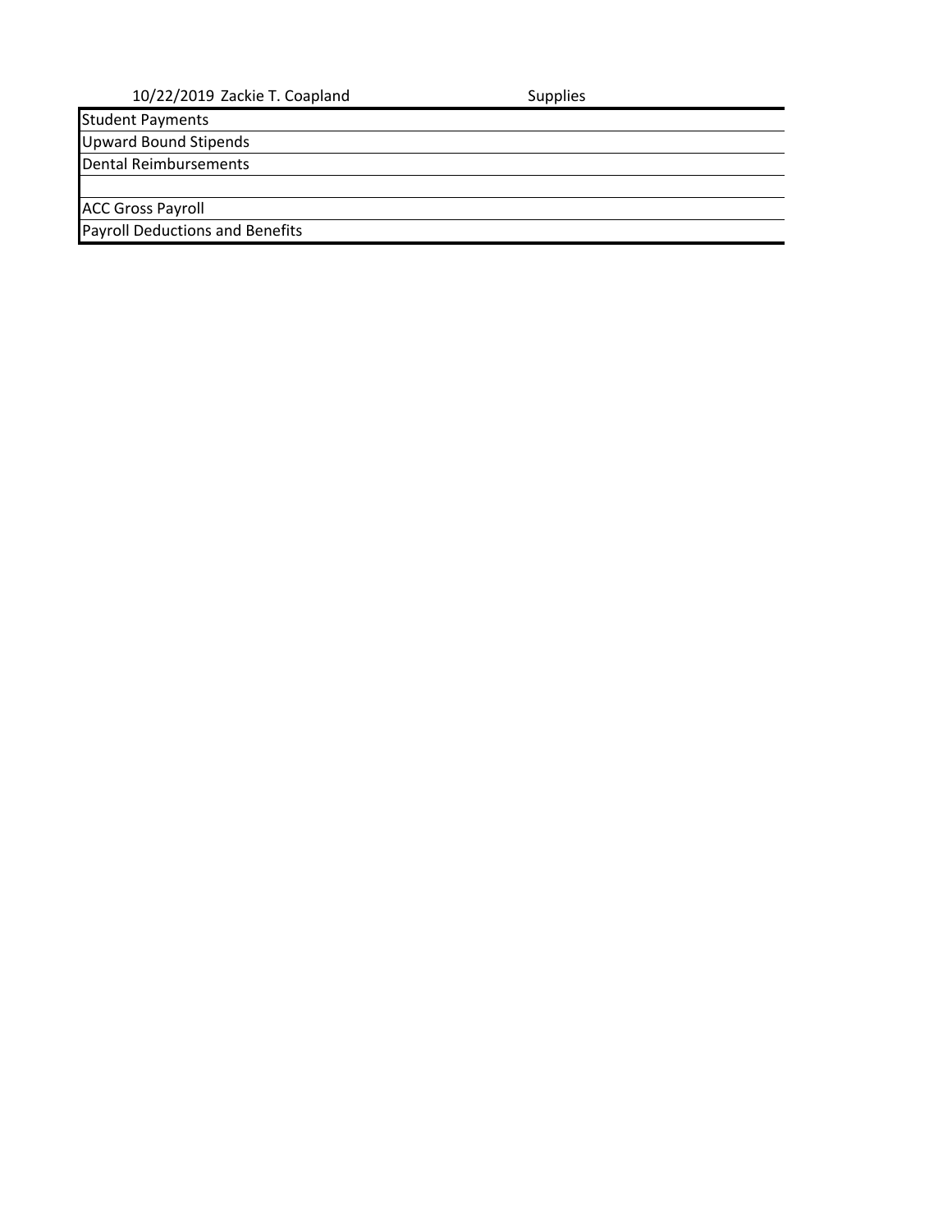| 10/22/2019 Zackie T. Coapland | Supplies |
|---|---|
| Student Payments | |
| Upward Bound Stipends | |
| Dental Reimbursements | |
| | |
| ACC Gross Payroll | |
| Payroll Deductions and Benefits | |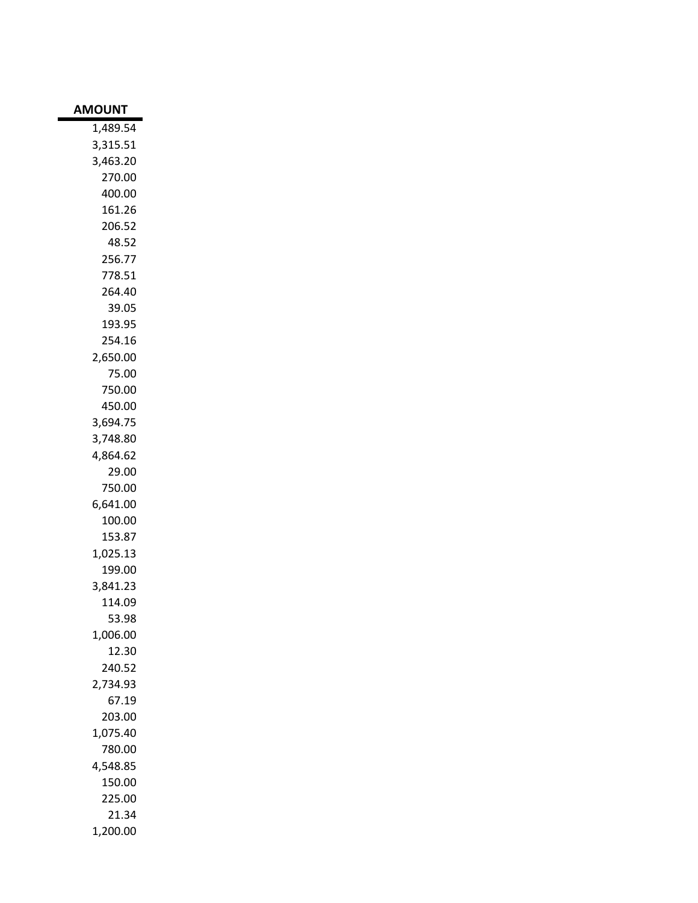| AMOUNT |
|---:|
| 1,489.54 |
| 3,315.51 |
| 3,463.20 |
| 270.00 |
| 400.00 |
| 161.26 |
| 206.52 |
| 48.52 |
| 256.77 |
| 778.51 |
| 264.40 |
| 39.05 |
| 193.95 |
| 254.16 |
| 2,650.00 |
| 75.00 |
| 750.00 |
| 450.00 |
| 3,694.75 |
| 3,748.80 |
| 4,864.62 |
| 29.00 |
| 750.00 |
| 6,641.00 |
| 100.00 |
| 153.87 |
| 1,025.13 |
| 199.00 |
| 3,841.23 |
| 114.09 |
| 53.98 |
| 1,006.00 |
| 12.30 |
| 240.52 |
| 2,734.93 |
| 67.19 |
| 203.00 |
| 1,075.40 |
| 780.00 |
| 4,548.85 |
| 150.00 |
| 225.00 |
| 21.34 |
| 1,200.00 |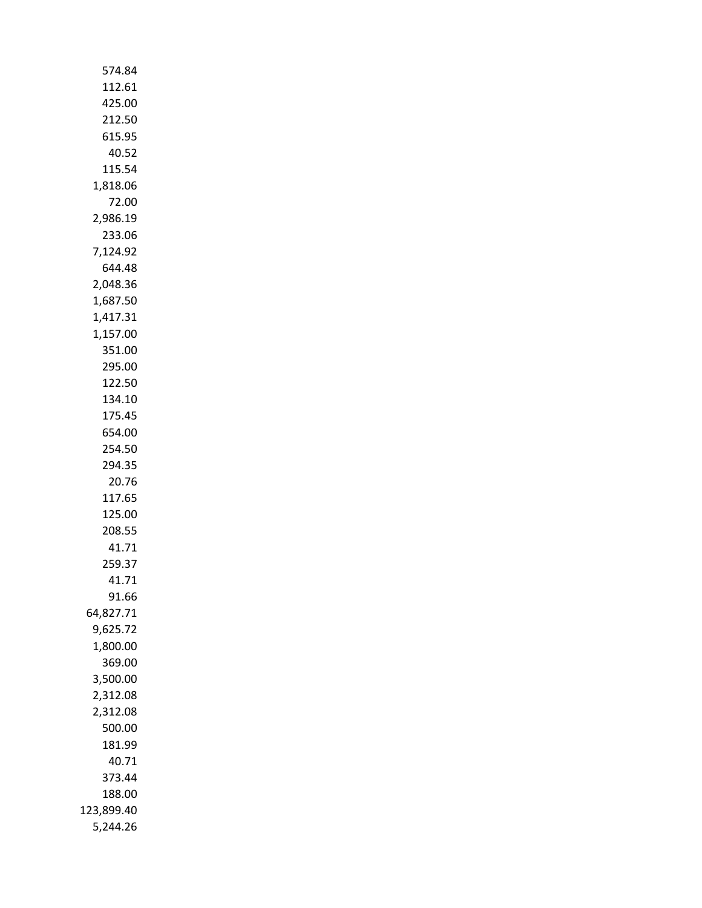574.84
112.61
425.00
212.50
615.95
40.52
115.54
1,818.06
72.00
2,986.19
233.06
7,124.92
644.48
2,048.36
1,687.50
1,417.31
1,157.00
351.00
295.00
122.50
134.10
175.45
654.00
254.50
294.35
20.76
117.65
125.00
208.55
41.71
259.37
41.71
91.66
64,827.71
9,625.72
1,800.00
369.00
3,500.00
2,312.08
2,312.08
500.00
181.99
40.71
373.44
188.00
123,899.40
5,244.26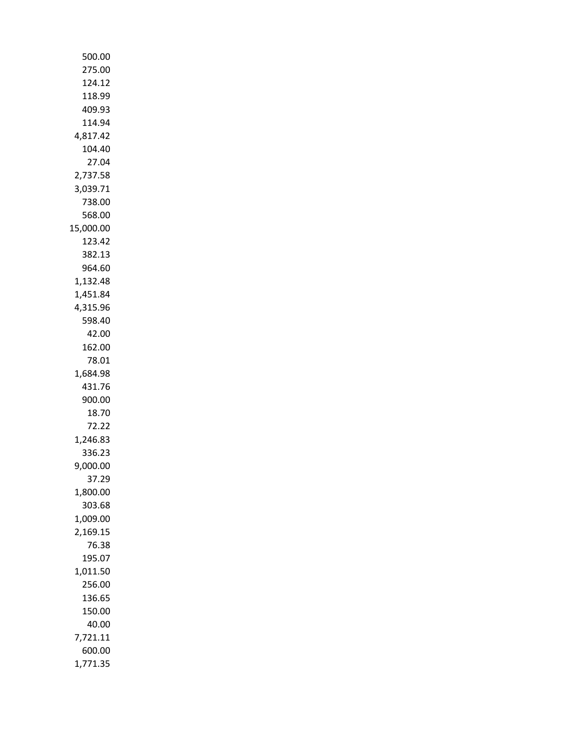500.00
275.00
124.12
118.99
409.93
114.94
4,817.42
104.40
27.04
2,737.58
3,039.71
738.00
568.00
15,000.00
123.42
382.13
964.60
1,132.48
1,451.84
4,315.96
598.40
42.00
162.00
78.01
1,684.98
431.76
900.00
18.70
72.22
1,246.83
336.23
9,000.00
37.29
1,800.00
303.68
1,009.00
2,169.15
76.38
195.07
1,011.50
256.00
136.65
150.00
40.00
7,721.11
600.00
1,771.35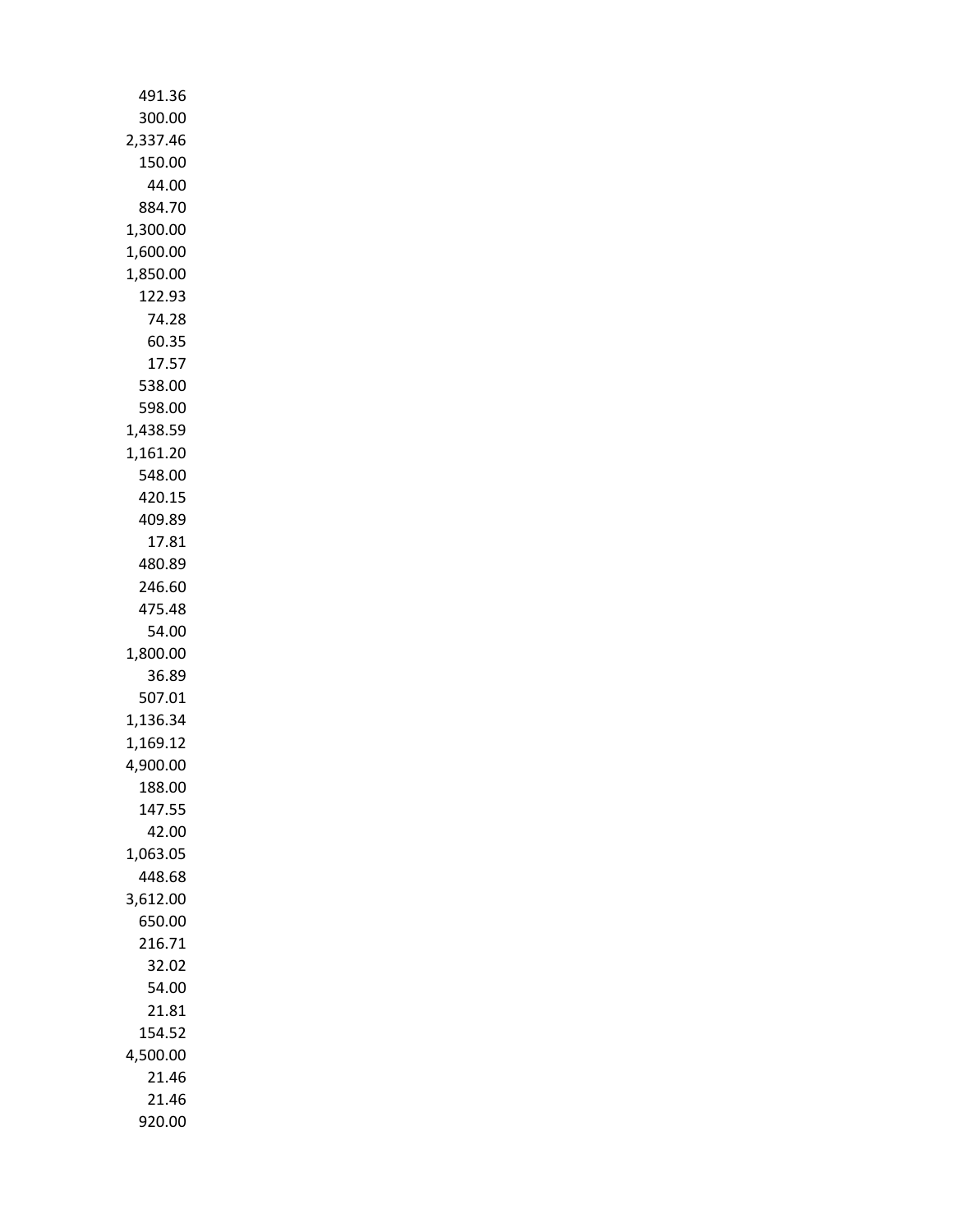491.36
300.00
2,337.46
150.00
44.00
884.70
1,300.00
1,600.00
1,850.00
122.93
74.28
60.35
17.57
538.00
598.00
1,438.59
1,161.20
548.00
420.15
409.89
17.81
480.89
246.60
475.48
54.00
1,800.00
36.89
507.01
1,136.34
1,169.12
4,900.00
188.00
147.55
42.00
1,063.05
448.68
3,612.00
650.00
216.71
32.02
54.00
21.81
154.52
4,500.00
21.46
21.46
920.00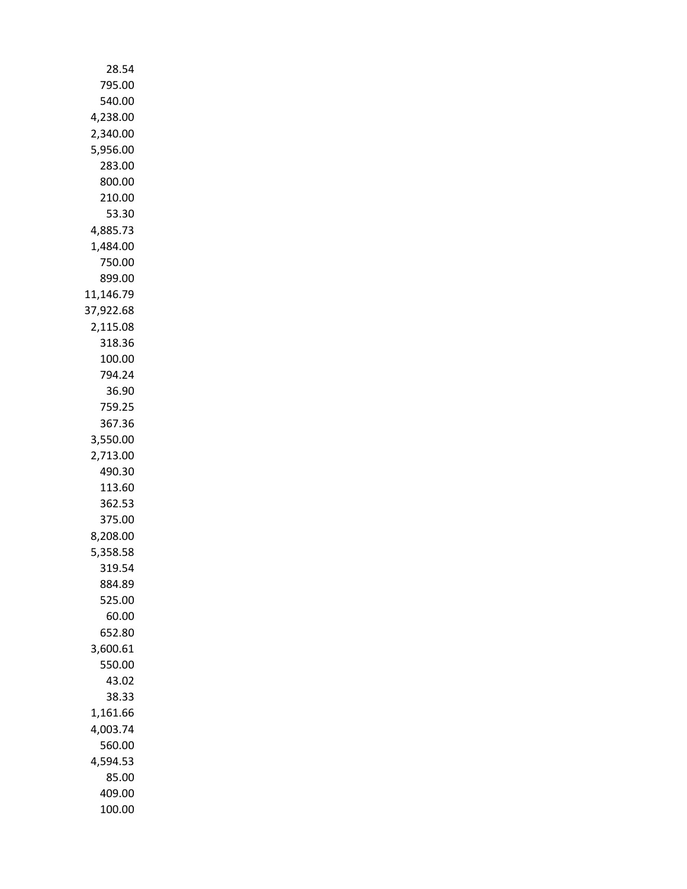28.54
795.00
540.00
4,238.00
2,340.00
5,956.00
283.00
800.00
210.00
53.30
4,885.73
1,484.00
750.00
899.00
11,146.79
37,922.68
2,115.08
318.36
100.00
794.24
36.90
759.25
367.36
3,550.00
2,713.00
490.30
113.60
362.53
375.00
8,208.00
5,358.58
319.54
884.89
525.00
60.00
652.80
3,600.61
550.00
43.02
38.33
1,161.66
4,003.74
560.00
4,594.53
85.00
409.00
100.00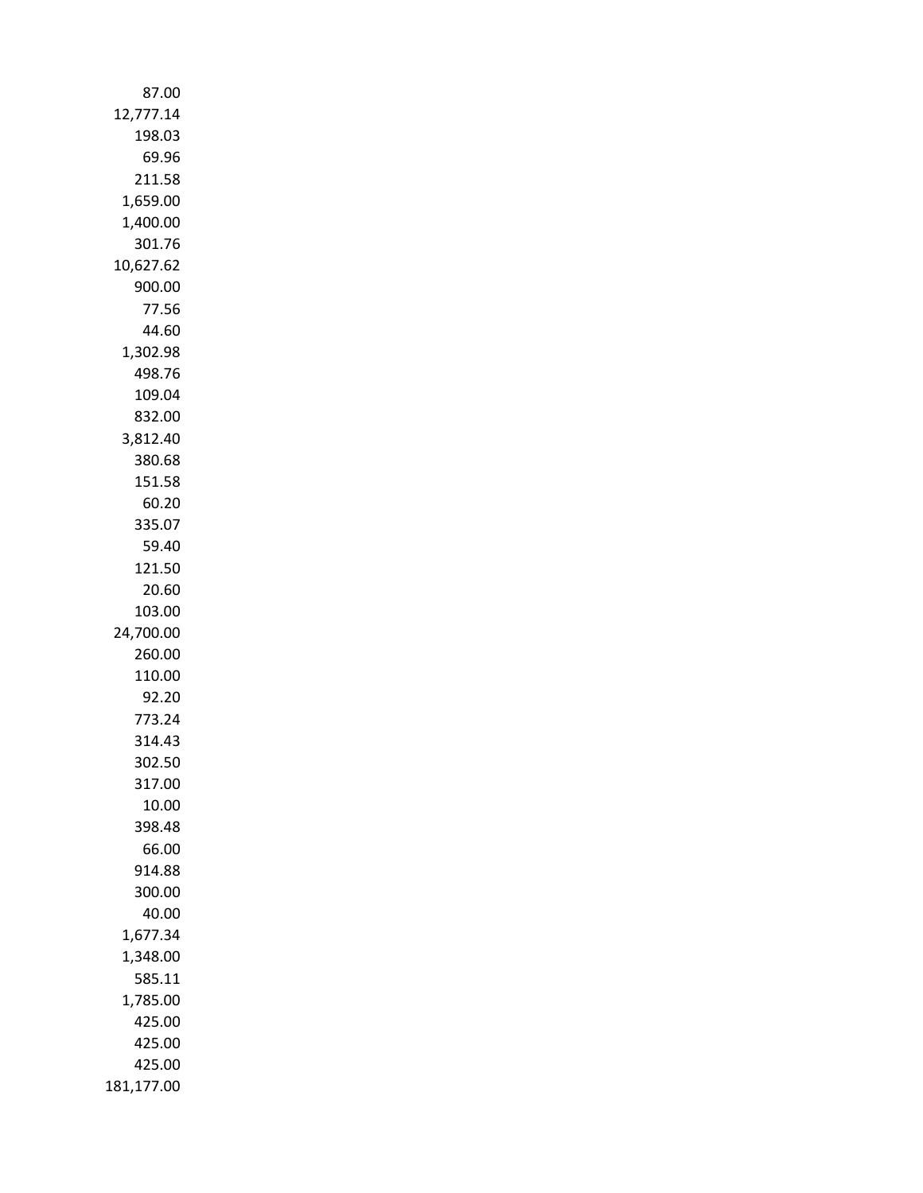|  |
| ---: |
| 87.00 |
| 12,777.14 |
| 198.03 |
| 69.96 |
| 211.58 |
| 1,659.00 |
| 1,400.00 |
| 301.76 |
| 10,627.62 |
| 900.00 |
| 77.56 |
| 44.60 |
| 1,302.98 |
| 498.76 |
| 109.04 |
| 832.00 |
| 3,812.40 |
| 380.68 |
| 151.58 |
| 60.20 |
| 335.07 |
| 59.40 |
| 121.50 |
| 20.60 |
| 103.00 |
| 24,700.00 |
| 260.00 |
| 110.00 |
| 92.20 |
| 773.24 |
| 314.43 |
| 302.50 |
| 317.00 |
| 10.00 |
| 398.48 |
| 66.00 |
| 914.88 |
| 300.00 |
| 40.00 |
| 1,677.34 |
| 1,348.00 |
| 585.11 |
| 1,785.00 |
| 425.00 |
| 425.00 |
| 425.00 |
| 181,177.00 |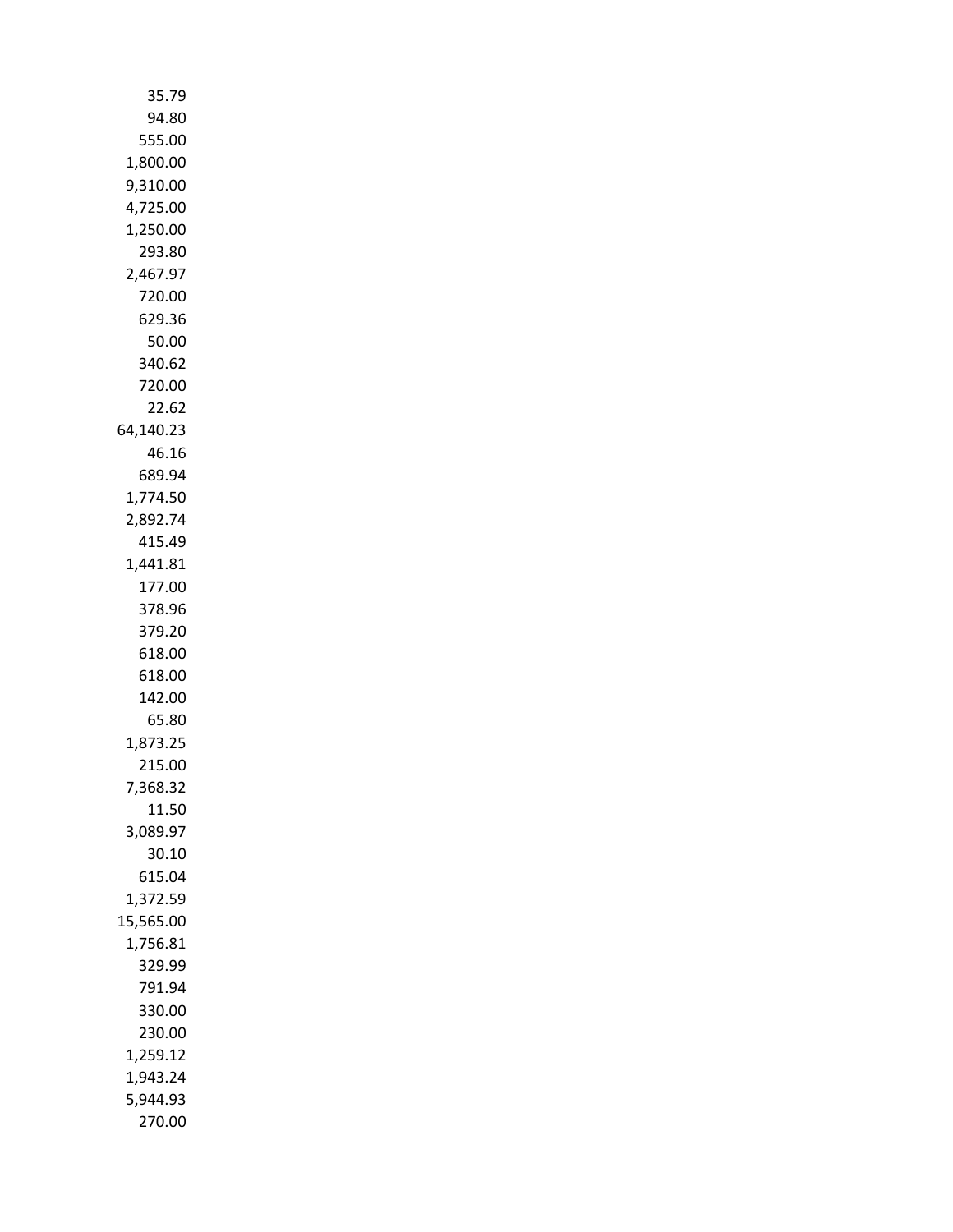35.79
94.80
555.00
1,800.00
9,310.00
4,725.00
1,250.00
293.80
2,467.97
720.00
629.36
50.00
340.62
720.00
22.62
64,140.23
46.16
689.94
1,774.50
2,892.74
415.49
1,441.81
177.00
378.96
379.20
618.00
618.00
142.00
65.80
1,873.25
215.00
7,368.32
11.50
3,089.97
30.10
615.04
1,372.59
15,565.00
1,756.81
329.99
791.94
330.00
230.00
1,259.12
1,943.24
5,944.93
270.00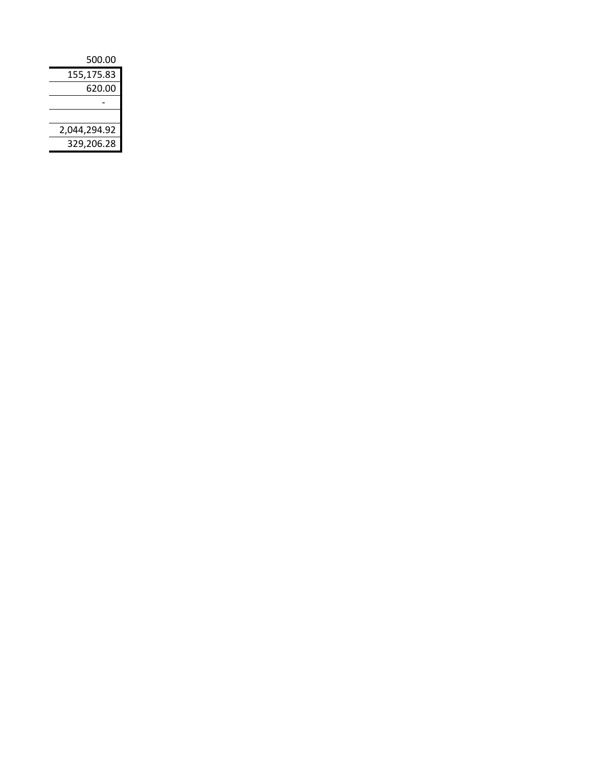| |
|---|
| 500.00 |
| 155,175.83 |
| 620.00 |
| - |
| |
| 2,044,294.92 |
| 329,206.28 |